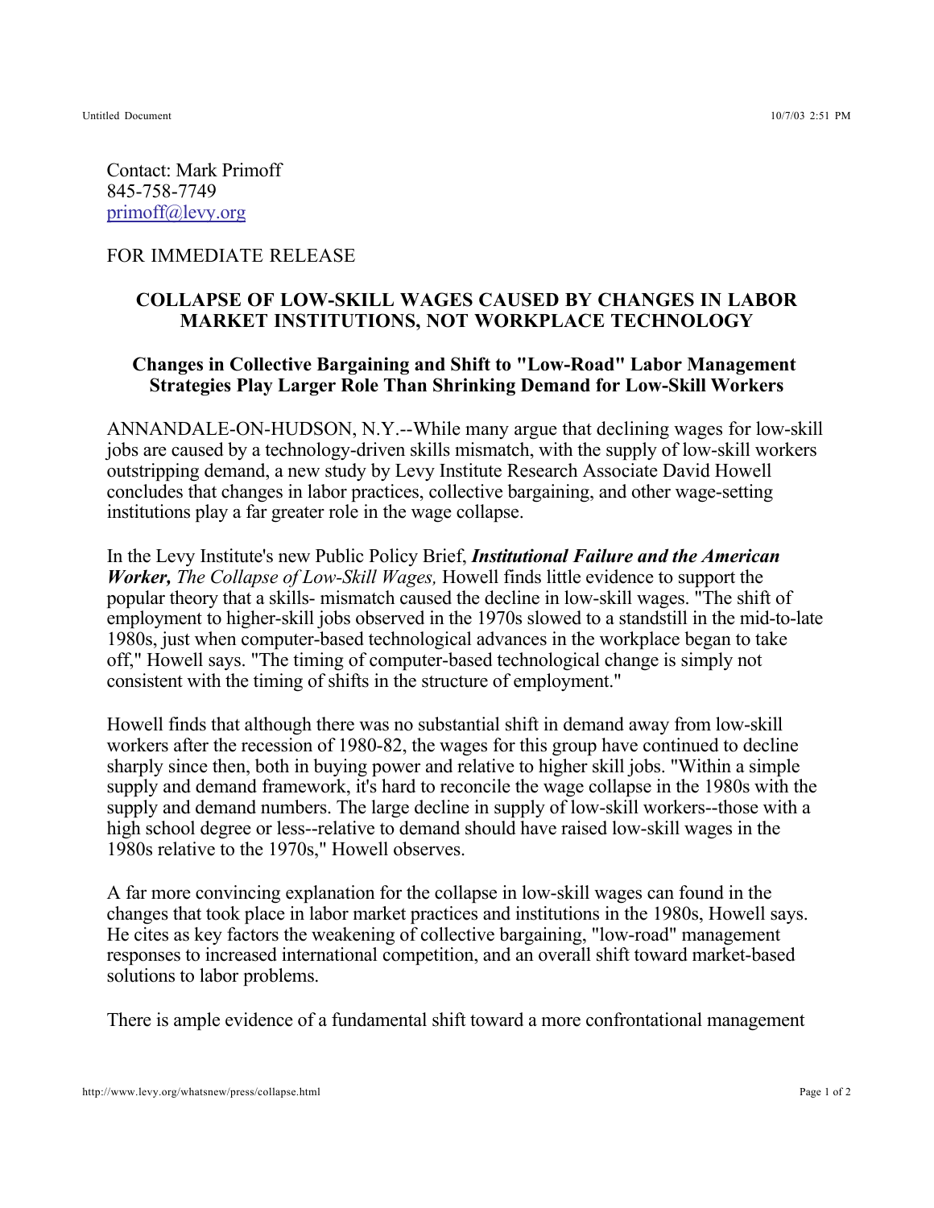Contact: Mark Primoff
845-758-7749
primoff@levy.org

FOR IMMEDIATE RELEASE

## COLLAPSE OF LOW-SKILL WAGES CAUSED BY CHANGES IN LABOR MARKET INSTITUTIONS, NOT WORKPLACE TECHNOLOGY

### Changes in Collective Bargaining and Shift to "Low-Road" Labor Management Strategies Play Larger Role Than Shrinking Demand for Low-Skill Workers

ANNANDALE-ON-HUDSON, N.Y.--While many argue that declining wages for low-skill jobs are caused by a technology-driven skills mismatch, with the supply of low-skill workers outstripping demand, a new study by Levy Institute Research Associate David Howell concludes that changes in labor practices, collective bargaining, and other wage-setting institutions play a far greater role in the wage collapse.

In the Levy Institute's new Public Policy Brief, ***Institutional Failure and the American Worker,*** *The Collapse of Low-Skill Wages,* Howell finds little evidence to support the popular theory that a skills- mismatch caused the decline in low-skill wages. "The shift of employment to higher-skill jobs observed in the 1970s slowed to a standstill in the mid-to-late 1980s, just when computer-based technological advances in the workplace began to take off," Howell says. "The timing of computer-based technological change is simply not consistent with the timing of shifts in the structure of employment."

Howell finds that although there was no substantial shift in demand away from low-skill workers after the recession of 1980-82, the wages for this group have continued to decline sharply since then, both in buying power and relative to higher skill jobs. "Within a simple supply and demand framework, it's hard to reconcile the wage collapse in the 1980s with the supply and demand numbers. The large decline in supply of low-skill workers--those with a high school degree or less--relative to demand should have raised low-skill wages in the 1980s relative to the 1970s," Howell observes.

A far more convincing explanation for the collapse in low-skill wages can found in the changes that took place in labor market practices and institutions in the 1980s, Howell says. He cites as key factors the weakening of collective bargaining, "low-road" management responses to increased international competition, and an overall shift toward market-based solutions to labor problems.

There is ample evidence of a fundamental shift toward a more confrontational management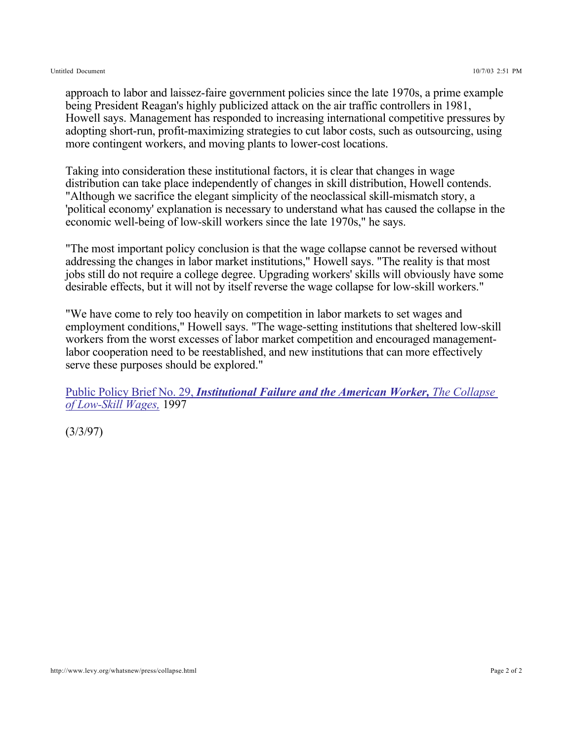approach to labor and laissez-faire government policies since the late 1970s, a prime example being President Reagan's highly publicized attack on the air traffic controllers in 1981, Howell says. Management has responded to increasing international competitive pressures by adopting short-run, profit-maximizing strategies to cut labor costs, such as outsourcing, using more contingent workers, and moving plants to lower-cost locations.

Taking into consideration these institutional factors, it is clear that changes in wage distribution can take place independently of changes in skill distribution, Howell contends. "Although we sacrifice the elegant simplicity of the neoclassical skill-mismatch story, a 'political economy' explanation is necessary to understand what has caused the collapse in the economic well-being of low-skill workers since the late 1970s," he says.

"The most important policy conclusion is that the wage collapse cannot be reversed without addressing the changes in labor market institutions," Howell says. "The reality is that most jobs still do not require a college degree. Upgrading workers' skills will obviously have some desirable effects, but it will not by itself reverse the wage collapse for low-skill workers."

"We have come to rely too heavily on competition in labor markets to set wages and employment conditions," Howell says. "The wage-setting institutions that sheltered low-skill workers from the worst excesses of labor market competition and encouraged management-labor cooperation need to be reestablished, and new institutions that can more effectively serve these purposes should be explored."

Public Policy Brief No. 29, ***Institutional Failure and the American Worker,*** *The Collapse of Low-Skill Wages,* 1997

(3/3/97)